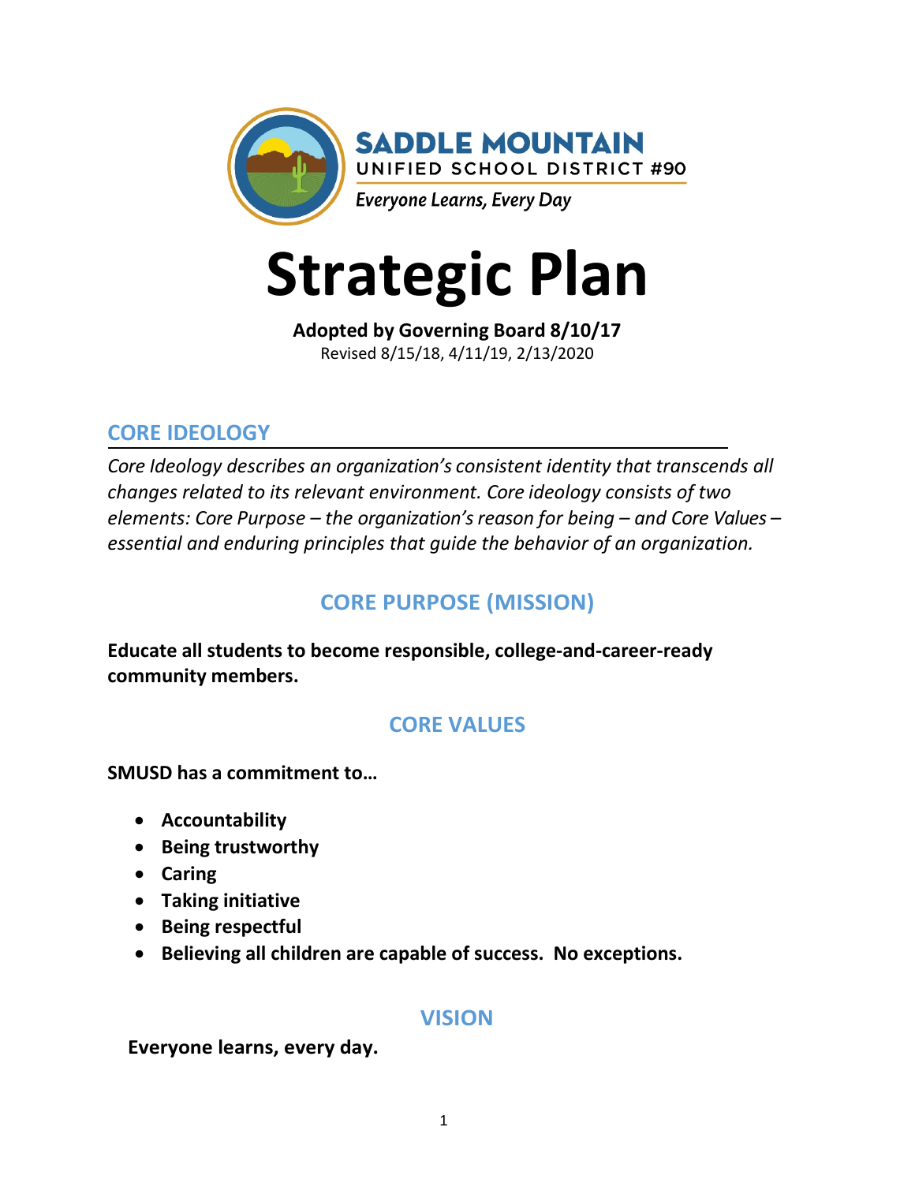**SADDLE MOUNTAIN**
UNIFIED SCHOOL DISTRICT #90
*Everyone Learns, Every Day*

# Strategic Plan

**Adopted by Governing Board 8/10/17**
Revised 8/15/18, 4/11/19, 2/13/2020

## CORE IDEOLOGY

*Core Ideology describes an organization's consistent identity that transcends all changes related to its relevant environment. Core ideology consists of two elements: Core Purpose – the organization's reason for being – and Core Values – essential and enduring principles that guide the behavior of an organization.*

## CORE PURPOSE (MISSION)

**Educate all students to become responsible, college-and-career-ready community members.**

## CORE VALUES

**SMUSD has a commitment to…**

- **Accountability**
- **Being trustworthy**
- **Caring**
- **Taking initiative**
- **Being respectful**
- **Believing all children are capable of success. No exceptions.**

## VISION

**Everyone learns, every day.**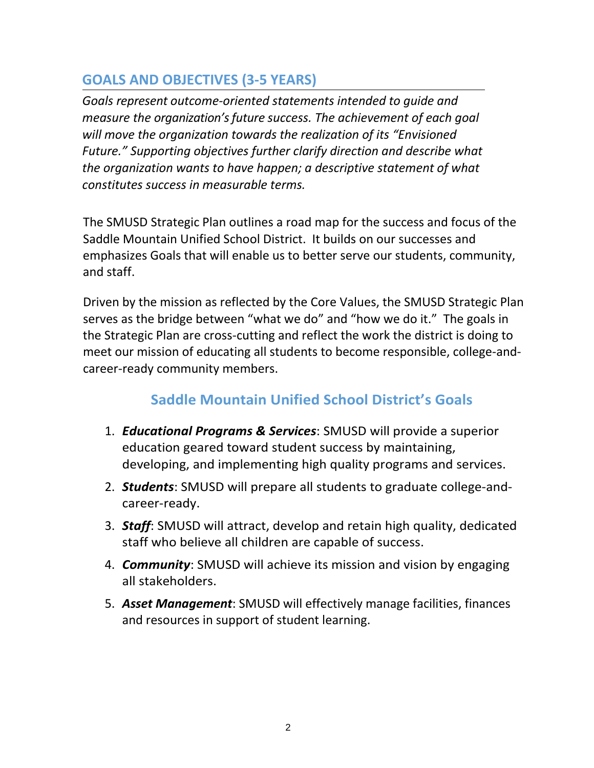## GOALS AND OBJECTIVES (3-5 YEARS)

*Goals represent outcome-oriented statements intended to guide and measure the organization's future success. The achievement of each goal will move the organization towards the realization of its "Envisioned Future." Supporting objectives further clarify direction and describe what the organization wants to have happen; a descriptive statement of what constitutes success in measurable terms.*

The SMUSD Strategic Plan outlines a road map for the success and focus of the Saddle Mountain Unified School District. It builds on our successes and emphasizes Goals that will enable us to better serve our students, community, and staff.

Driven by the mission as reflected by the Core Values, the SMUSD Strategic Plan serves as the bridge between "what we do" and "how we do it." The goals in the Strategic Plan are cross-cutting and reflect the work the district is doing to meet our mission of educating all students to become responsible, college-and-career-ready community members.

### Saddle Mountain Unified School District's Goals

1. ***Educational Programs & Services***: SMUSD will provide a superior education geared toward student success by maintaining, developing, and implementing high quality programs and services.
2. ***Students***: SMUSD will prepare all students to graduate college-and-career-ready.
3. ***Staff***: SMUSD will attract, develop and retain high quality, dedicated staff who believe all children are capable of success.
4. ***Community***: SMUSD will achieve its mission and vision by engaging all stakeholders.
5. ***Asset Management***: SMUSD will effectively manage facilities, finances and resources in support of student learning.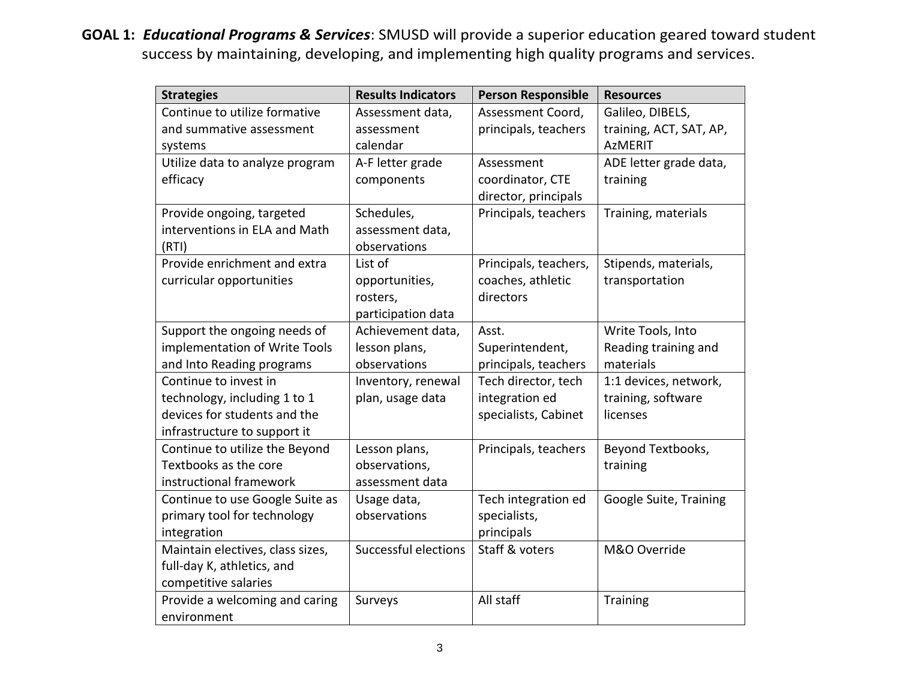**GOAL 1: *Educational Programs & Services*:** SMUSD will provide a superior education geared toward student success by maintaining, developing, and implementing high quality programs and services.

| Strategies | Results Indicators | Person Responsible | Resources |
|---|---|---|---|
| Continue to utilize formative and summative assessment systems | Assessment data, assessment calendar | Assessment Coord, principals, teachers | Galileo, DIBELS, training, ACT, SAT, AP, AzMERIT |
| Utilize data to analyze program efficacy | A-F letter grade components | Assessment coordinator, CTE director, principals | ADE letter grade data, training |
| Provide ongoing, targeted interventions in ELA and Math (RTI) | Schedules, assessment data, observations | Principals, teachers | Training, materials |
| Provide enrichment and extra curricular opportunities | List of opportunities, rosters, participation data | Principals, teachers, coaches, athletic directors | Stipends, materials, transportation |
| Support the ongoing needs of implementation of Write Tools and Into Reading programs | Achievement data, lesson plans, observations | Asst. Superintendent, principals, teachers | Write Tools, Into Reading training and materials |
| Continue to invest in technology, including 1 to 1 devices for students and the infrastructure to support it | Inventory, renewal plan, usage data | Tech director, tech integration ed specialists, Cabinet | 1:1 devices, network, training, software licenses |
| Continue to utilize the Beyond Textbooks as the core instructional framework | Lesson plans, observations, assessment data | Principals, teachers | Beyond Textbooks, training |
| Continue to use Google Suite as primary tool for technology integration | Usage data, observations | Tech integration ed specialists, principals | Google Suite, Training |
| Maintain electives, class sizes, full-day K, athletics, and competitive salaries | Successful elections | Staff & voters | M&O Override |
| Provide a welcoming and caring environment | Surveys | All staff | Training |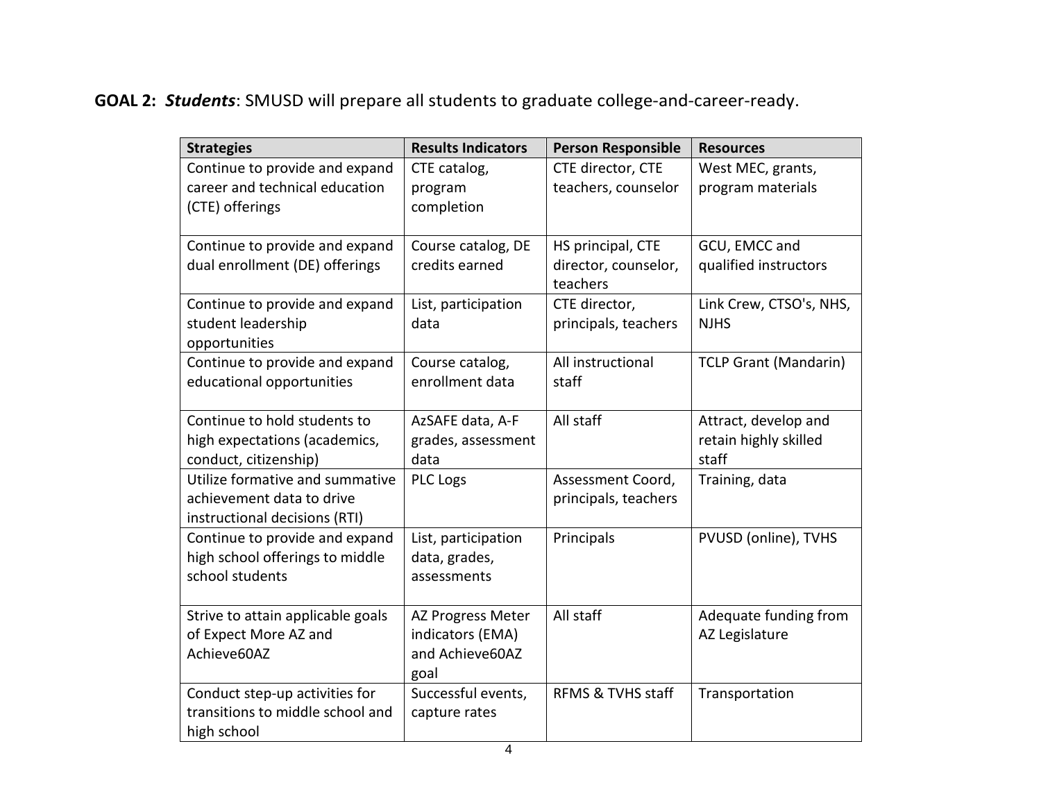**GOAL 2: *Students***: SMUSD will prepare all students to graduate college-and-career-ready.

| Strategies | Results Indicators | Person Responsible | Resources |
| --- | --- | --- | --- |
| Continue to provide and expand career and technical education (CTE) offerings | CTE catalog, program completion | CTE director, CTE teachers, counselor | West MEC, grants, program materials |
| Continue to provide and expand dual enrollment (DE) offerings | Course catalog, DE credits earned | HS principal, CTE director, counselor, teachers | GCU, EMCC and qualified instructors |
| Continue to provide and expand student leadership opportunities | List, participation data | CTE director, principals, teachers | Link Crew, CTSO's, NHS, NJHS |
| Continue to provide and expand educational opportunities | Course catalog, enrollment data | All instructional staff | TCLP Grant (Mandarin) |
| Continue to hold students to high expectations (academics, conduct, citizenship) | AzSAFE data, A-F grades, assessment data | All staff | Attract, develop and retain highly skilled staff |
| Utilize formative and summative achievement data to drive instructional decisions (RTI) | PLC Logs | Assessment Coord, principals, teachers | Training, data |
| Continue to provide and expand high school offerings to middle school students | List, participation data, grades, assessments | Principals | PVUSD (online), TVHS |
| Strive to attain applicable goals of Expect More AZ and Achieve60AZ | AZ Progress Meter indicators (EMA) and Achieve60AZ goal | All staff | Adequate funding from AZ Legislature |
| Conduct step-up activities for transitions to middle school and high school | Successful events, capture rates | RFMS & TVHS staff | Transportation |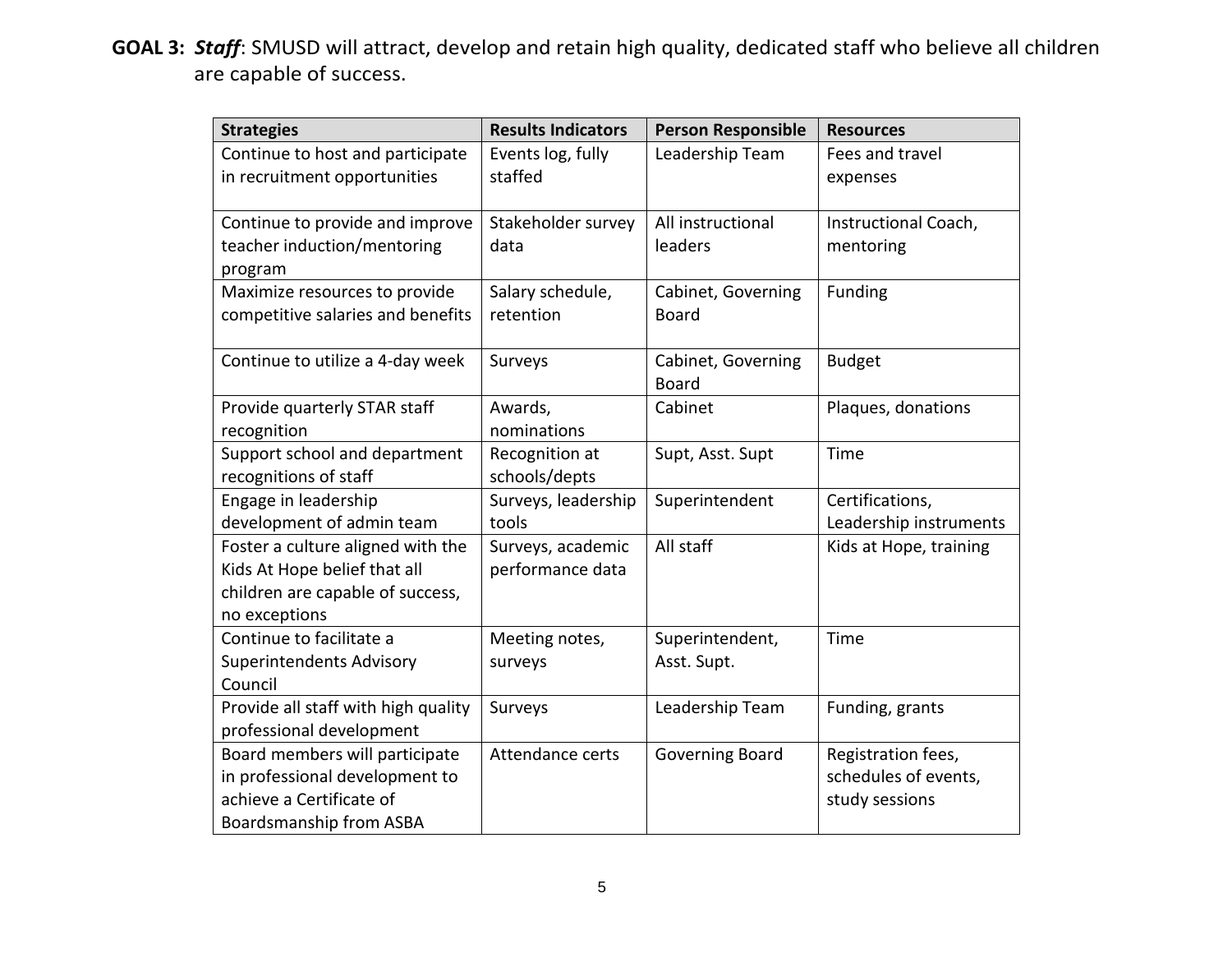**GOAL 3:** ***Staff***: SMUSD will attract, develop and retain high quality, dedicated staff who believe all children are capable of success.

| Strategies | Results Indicators | Person Responsible | Resources |
|---|---|---|---|
| Continue to host and participate in recruitment opportunities | Events log, fully staffed | Leadership Team | Fees and travel expenses |
| Continue to provide and improve teacher induction/mentoring program | Stakeholder survey data | All instructional leaders | Instructional Coach, mentoring |
| Maximize resources to provide competitive salaries and benefits | Salary schedule, retention | Cabinet, Governing Board | Funding |
| Continue to utilize a 4-day week | Surveys | Cabinet, Governing Board | Budget |
| Provide quarterly STAR staff recognition | Awards, nominations | Cabinet | Plaques, donations |
| Support school and department recognitions of staff | Recognition at schools/depts | Supt, Asst. Supt | Time |
| Engage in leadership development of admin team | Surveys, leadership tools | Superintendent | Certifications, Leadership instruments |
| Foster a culture aligned with the Kids At Hope belief that all children are capable of success, no exceptions | Surveys, academic performance data | All staff | Kids at Hope, training |
| Continue to facilitate a Superintendents Advisory Council | Meeting notes, surveys | Superintendent, Asst. Supt. | Time |
| Provide all staff with high quality professional development | Surveys | Leadership Team | Funding, grants |
| Board members will participate in professional development to achieve a Certificate of Boardsmanship from ASBA | Attendance certs | Governing Board | Registration fees, schedules of events, study sessions |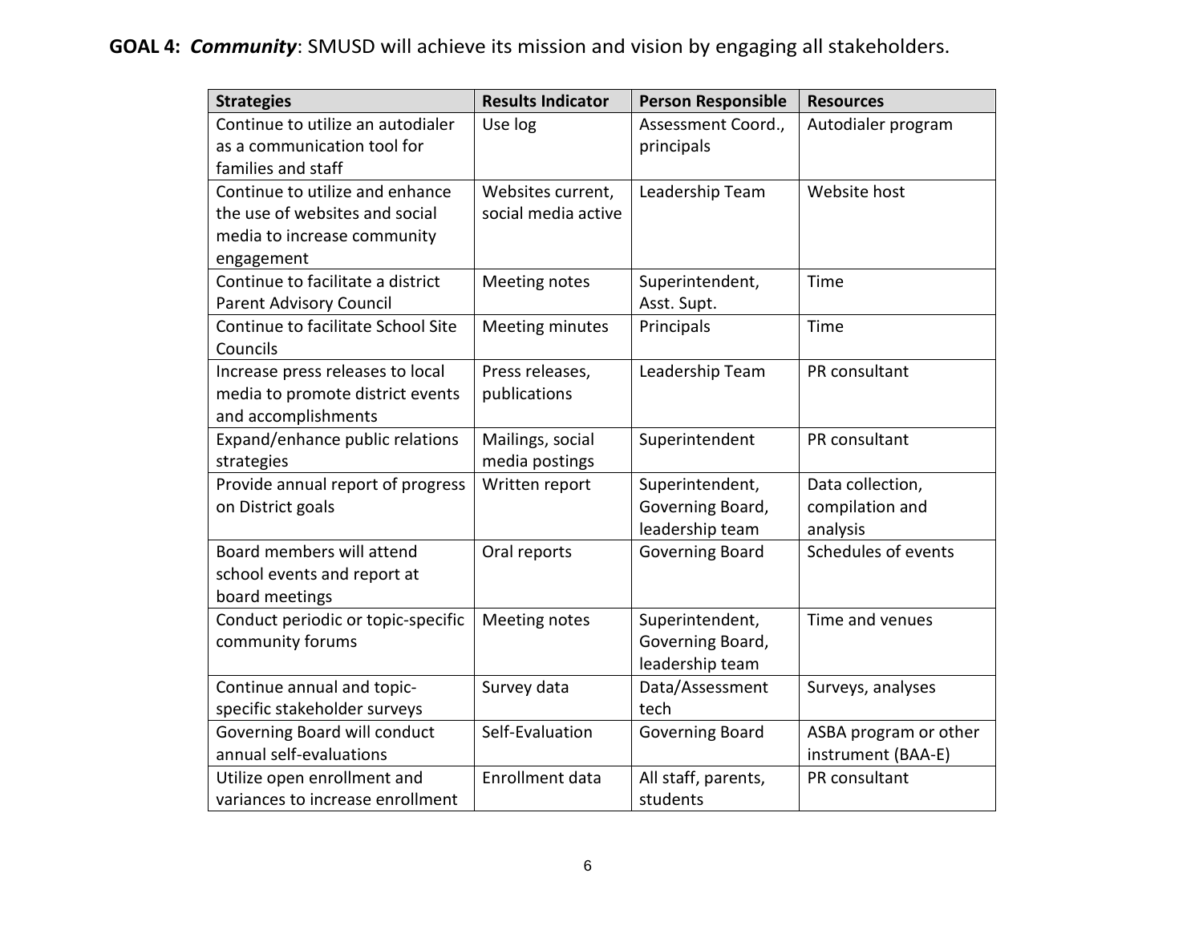**GOAL 4:** ***Community***: SMUSD will achieve its mission and vision by engaging all stakeholders.

| Strategies | Results Indicator | Person Responsible | Resources |
|---|---|---|---|
| Continue to utilize an autodialer as a communication tool for families and staff | Use log | Assessment Coord., principals | Autodialer program |
| Continue to utilize and enhance the use of websites and social media to increase community engagement | Websites current, social media active | Leadership Team | Website host |
| Continue to facilitate a district Parent Advisory Council | Meeting notes | Superintendent, Asst. Supt. | Time |
| Continue to facilitate School Site Councils | Meeting minutes | Principals | Time |
| Increase press releases to local media to promote district events and accomplishments | Press releases, publications | Leadership Team | PR consultant |
| Expand/enhance public relations strategies | Mailings, social media postings | Superintendent | PR consultant |
| Provide annual report of progress on District goals | Written report | Superintendent, Governing Board, leadership team | Data collection, compilation and analysis |
| Board members will attend school events and report at board meetings | Oral reports | Governing Board | Schedules of events |
| Conduct periodic or topic-specific community forums | Meeting notes | Superintendent, Governing Board, leadership team | Time and venues |
| Continue annual and topic-specific stakeholder surveys | Survey data | Data/Assessment tech | Surveys, analyses |
| Governing Board will conduct annual self-evaluations | Self-Evaluation | Governing Board | ASBA program or other instrument (BAA-E) |
| Utilize open enrollment and variances to increase enrollment | Enrollment data | All staff, parents, students | PR consultant |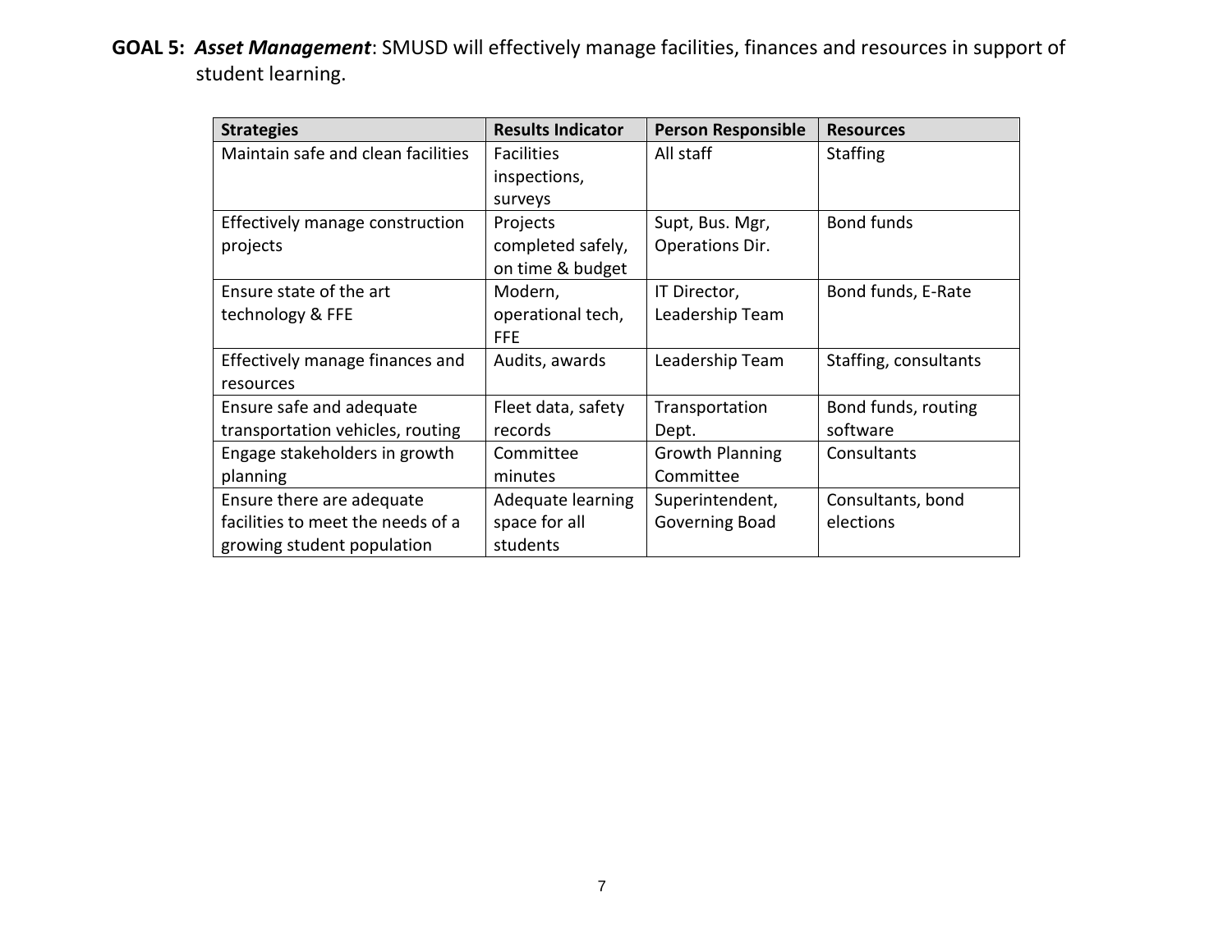**GOAL 5:** ***Asset Management***: SMUSD will effectively manage facilities, finances and resources in support of student learning.

| Strategies | Results Indicator | Person Responsible | Resources |
|---|---|---|---|
| Maintain safe and clean facilities | Facilities inspections, surveys | All staff | Staffing |
| Effectively manage construction projects | Projects completed safely, on time & budget | Supt, Bus. Mgr, Operations Dir. | Bond funds |
| Ensure state of the art technology & FFE | Modern, operational tech, FFE | IT Director, Leadership Team | Bond funds, E-Rate |
| Effectively manage finances and resources | Audits, awards | Leadership Team | Staffing, consultants |
| Ensure safe and adequate transportation vehicles, routing | Fleet data, safety records | Transportation Dept. | Bond funds, routing software |
| Engage stakeholders in growth planning | Committee minutes | Growth Planning Committee | Consultants |
| Ensure there are adequate facilities to meet the needs of a growing student population | Adequate learning space for all students | Superintendent, Governing Boad | Consultants, bond elections |